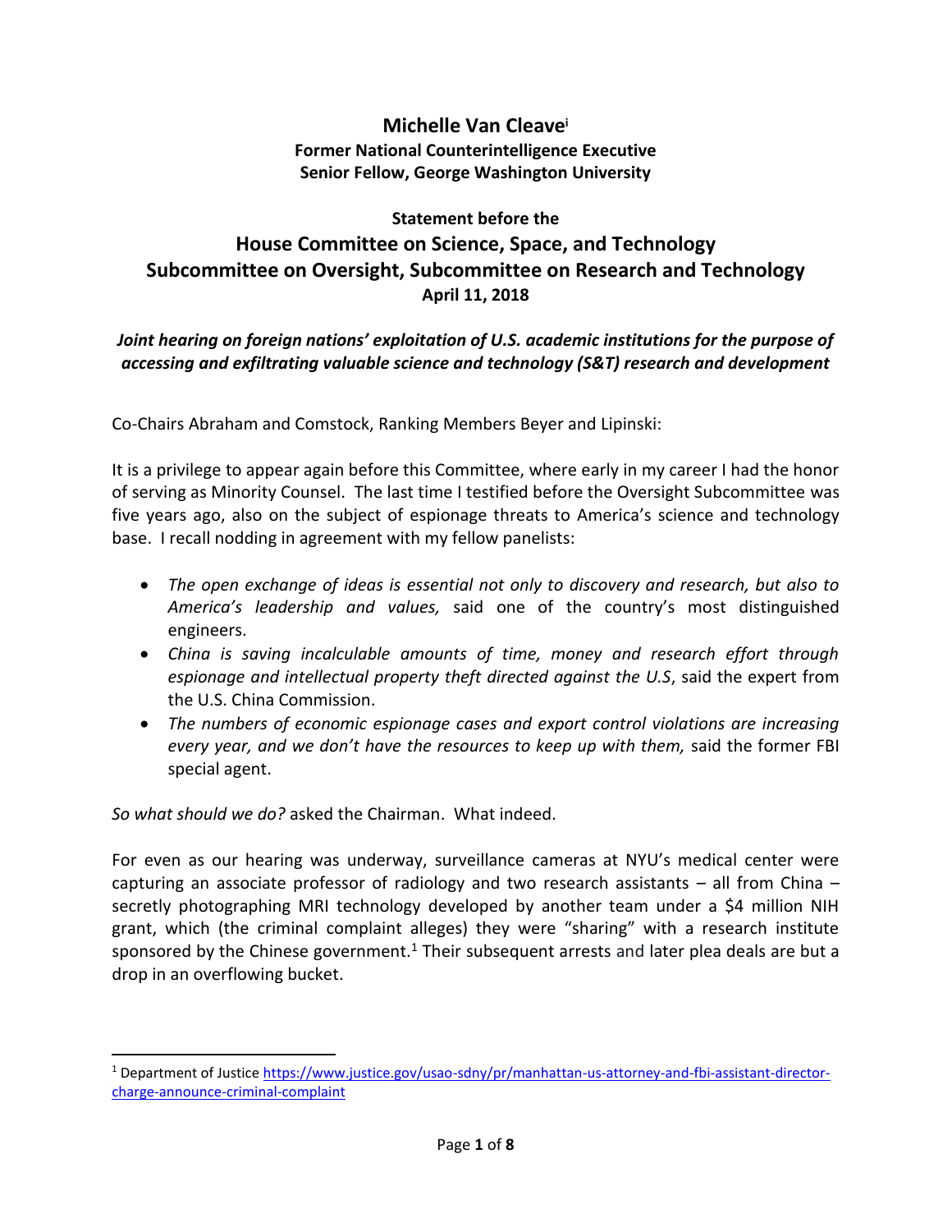# Michelle Van Cleave[i]

**Former National Counterintelligence Executive**
**Senior Fellow, George Washington University**

## Statement before the
## House Committee on Science, Space, and Technology
## Subcommittee on Oversight, Subcommittee on Research and Technology

**April 11, 2018**

***Joint hearing on foreign nations' exploitation of U.S. academic institutions for the purpose of accessing and exfiltrating valuable science and technology (S&T) research and development***

Co-Chairs Abraham and Comstock, Ranking Members Beyer and Lipinski:

It is a privilege to appear again before this Committee, where early in my career I had the honor of serving as Minority Counsel. The last time I testified before the Oversight Subcommittee was five years ago, also on the subject of espionage threats to America's science and technology base. I recall nodding in agreement with my fellow panelists:

- *The open exchange of ideas is essential not only to discovery and research, but also to America's leadership and values,* said one of the country's most distinguished engineers.
- *China is saving incalculable amounts of time, money and research effort through espionage and intellectual property theft directed against the U.S*, said the expert from the U.S. China Commission.
- *The numbers of economic espionage cases and export control violations are increasing every year, and we don't have the resources to keep up with them,* said the former FBI special agent.

*So what should we do?* asked the Chairman. What indeed.

For even as our hearing was underway, surveillance cameras at NYU's medical center were capturing an associate professor of radiology and two research assistants – all from China – secretly photographing MRI technology developed by another team under a $4 million NIH grant, which (the criminal complaint alleges) they were "sharing" with a research institute sponsored by the Chinese government.[1] Their subsequent arrests and later plea deals are but a drop in an overflowing bucket.

---

[1] Department of Justice https://www.justice.gov/usao-sdny/pr/manhattan-us-attorney-and-fbi-assistant-director-charge-announce-criminal-complaint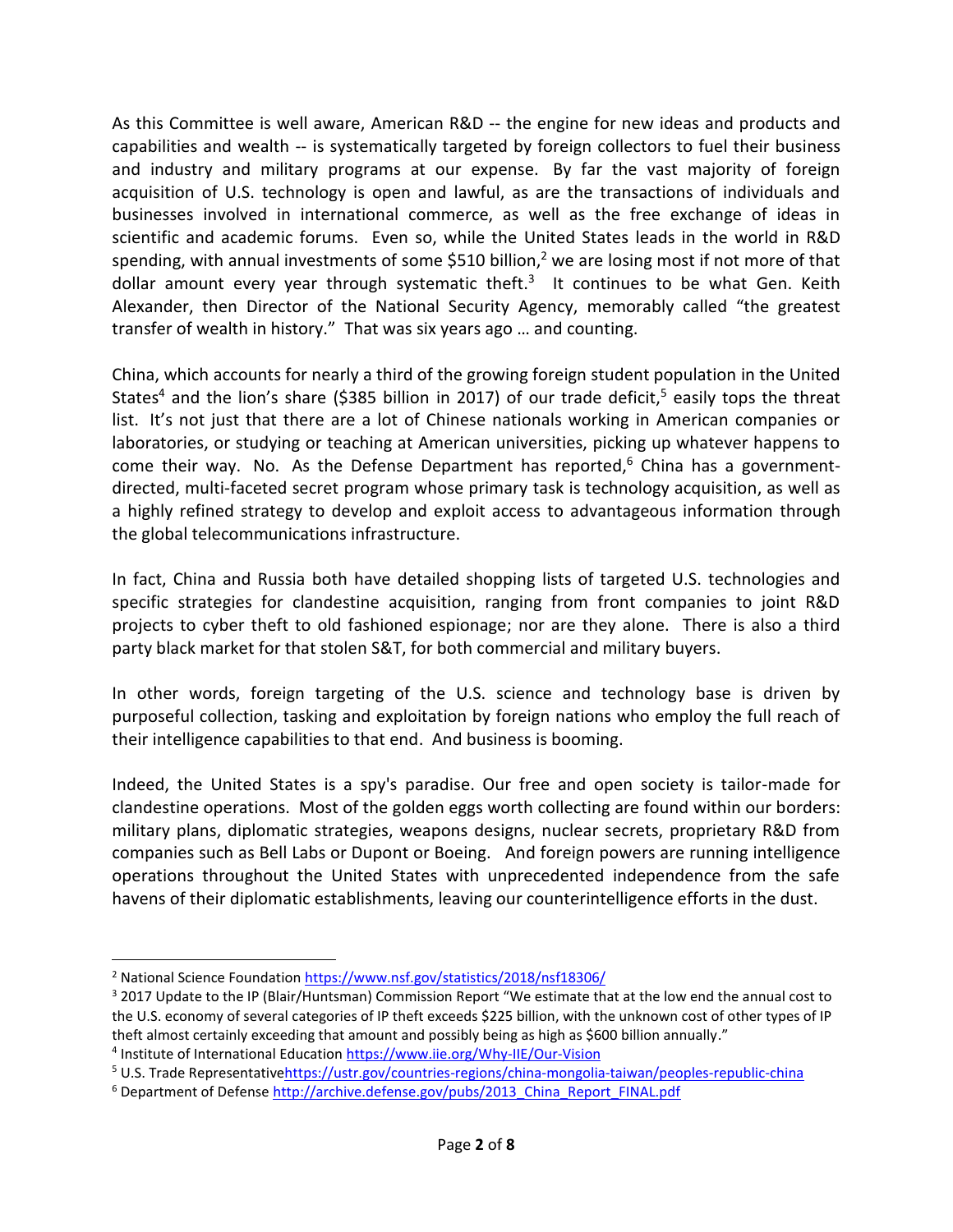As this Committee is well aware, American R&D -- the engine for new ideas and products and capabilities and wealth -- is systematically targeted by foreign collectors to fuel their business and industry and military programs at our expense. By far the vast majority of foreign acquisition of U.S. technology is open and lawful, as are the transactions of individuals and businesses involved in international commerce, as well as the free exchange of ideas in scientific and academic forums. Even so, while the United States leads in the world in R&D spending, with annual investments of some $510 billion,[2] we are losing most if not more of that dollar amount every year through systematic theft.[3] It continues to be what Gen. Keith Alexander, then Director of the National Security Agency, memorably called "the greatest transfer of wealth in history." That was six years ago … and counting.

China, which accounts for nearly a third of the growing foreign student population in the United States[4] and the lion's share ($385 billion in 2017) of our trade deficit,[5] easily tops the threat list. It's not just that there are a lot of Chinese nationals working in American companies or laboratories, or studying or teaching at American universities, picking up whatever happens to come their way. No. As the Defense Department has reported,[6] China has a government-directed, multi-faceted secret program whose primary task is technology acquisition, as well as a highly refined strategy to develop and exploit access to advantageous information through the global telecommunications infrastructure.

In fact, China and Russia both have detailed shopping lists of targeted U.S. technologies and specific strategies for clandestine acquisition, ranging from front companies to joint R&D projects to cyber theft to old fashioned espionage; nor are they alone. There is also a third party black market for that stolen S&T, for both commercial and military buyers.

In other words, foreign targeting of the U.S. science and technology base is driven by purposeful collection, tasking and exploitation by foreign nations who employ the full reach of their intelligence capabilities to that end. And business is booming.

Indeed, the United States is a spy's paradise. Our free and open society is tailor-made for clandestine operations. Most of the golden eggs worth collecting are found within our borders: military plans, diplomatic strategies, weapons designs, nuclear secrets, proprietary R&D from companies such as Bell Labs or Dupont or Boeing. And foreign powers are running intelligence operations throughout the United States with unprecedented independence from the safe havens of their diplomatic establishments, leaving our counterintelligence efforts in the dust.

---

[2] National Science Foundation https://www.nsf.gov/statistics/2018/nsf18306/

[3] 2017 Update to the IP (Blair/Huntsman) Commission Report "We estimate that at the low end the annual cost to the U.S. economy of several categories of IP theft exceeds $225 billion, with the unknown cost of other types of IP theft almost certainly exceeding that amount and possibly being as high as $600 billion annually."

[4] Institute of International Education https://www.iie.org/Why-IIE/Our-Vision

[5] U.S. Trade Representative https://ustr.gov/countries-regions/china-mongolia-taiwan/peoples-republic-china

[6] Department of Defense http://archive.defense.gov/pubs/2013_China_Report_FINAL.pdf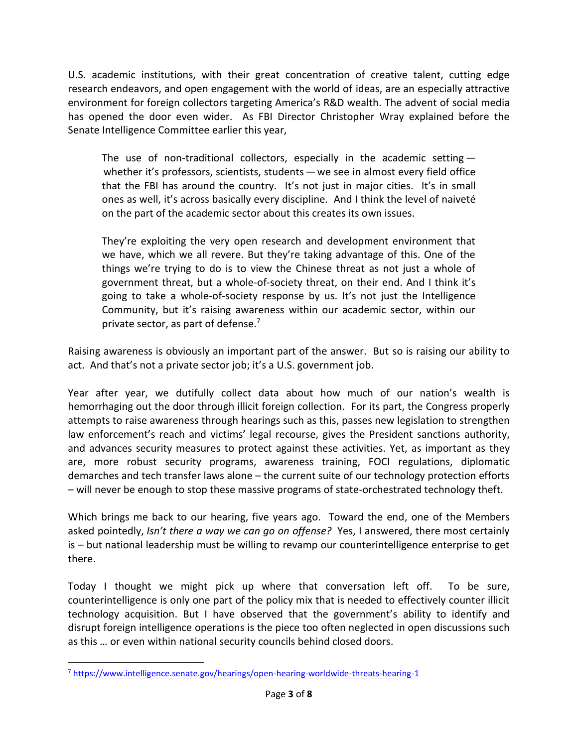U.S. academic institutions, with their great concentration of creative talent, cutting edge research endeavors, and open engagement with the world of ideas, are an especially attractive environment for foreign collectors targeting America's R&D wealth. The advent of social media has opened the door even wider. As FBI Director Christopher Wray explained before the Senate Intelligence Committee earlier this year,

> The use of non-traditional collectors, especially in the academic setting — whether it's professors, scientists, students — we see in almost every field office that the FBI has around the country. It's not just in major cities. It's in small ones as well, it's across basically every discipline. And I think the level of naiveté on the part of the academic sector about this creates its own issues.
>
> They're exploiting the very open research and development environment that we have, which we all revere. But they're taking advantage of this. One of the things we're trying to do is to view the Chinese threat as not just a whole of government threat, but a whole-of-society threat, on their end. And I think it's going to take a whole-of-society response by us. It's not just the Intelligence Community, but it's raising awareness within our academic sector, within our private sector, as part of defense.[7]

Raising awareness is obviously an important part of the answer. But so is raising our ability to act. And that's not a private sector job; it's a U.S. government job.

Year after year, we dutifully collect data about how much of our nation's wealth is hemorrhaging out the door through illicit foreign collection. For its part, the Congress properly attempts to raise awareness through hearings such as this, passes new legislation to strengthen law enforcement's reach and victims' legal recourse, gives the President sanctions authority, and advances security measures to protect against these activities. Yet, as important as they are, more robust security programs, awareness training, FOCI regulations, diplomatic demarches and tech transfer laws alone – the current suite of our technology protection efforts – will never be enough to stop these massive programs of state-orchestrated technology theft.

Which brings me back to our hearing, five years ago. Toward the end, one of the Members asked pointedly, *Isn't there a way we can go on offense?* Yes, I answered, there most certainly is – but national leadership must be willing to revamp our counterintelligence enterprise to get there.

Today I thought we might pick up where that conversation left off. To be sure, counterintelligence is only one part of the policy mix that is needed to effectively counter illicit technology acquisition. But I have observed that the government's ability to identify and disrupt foreign intelligence operations is the piece too often neglected in open discussions such as this … or even within national security councils behind closed doors.

---

[7] https://www.intelligence.senate.gov/hearings/open-hearing-worldwide-threats-hearing-1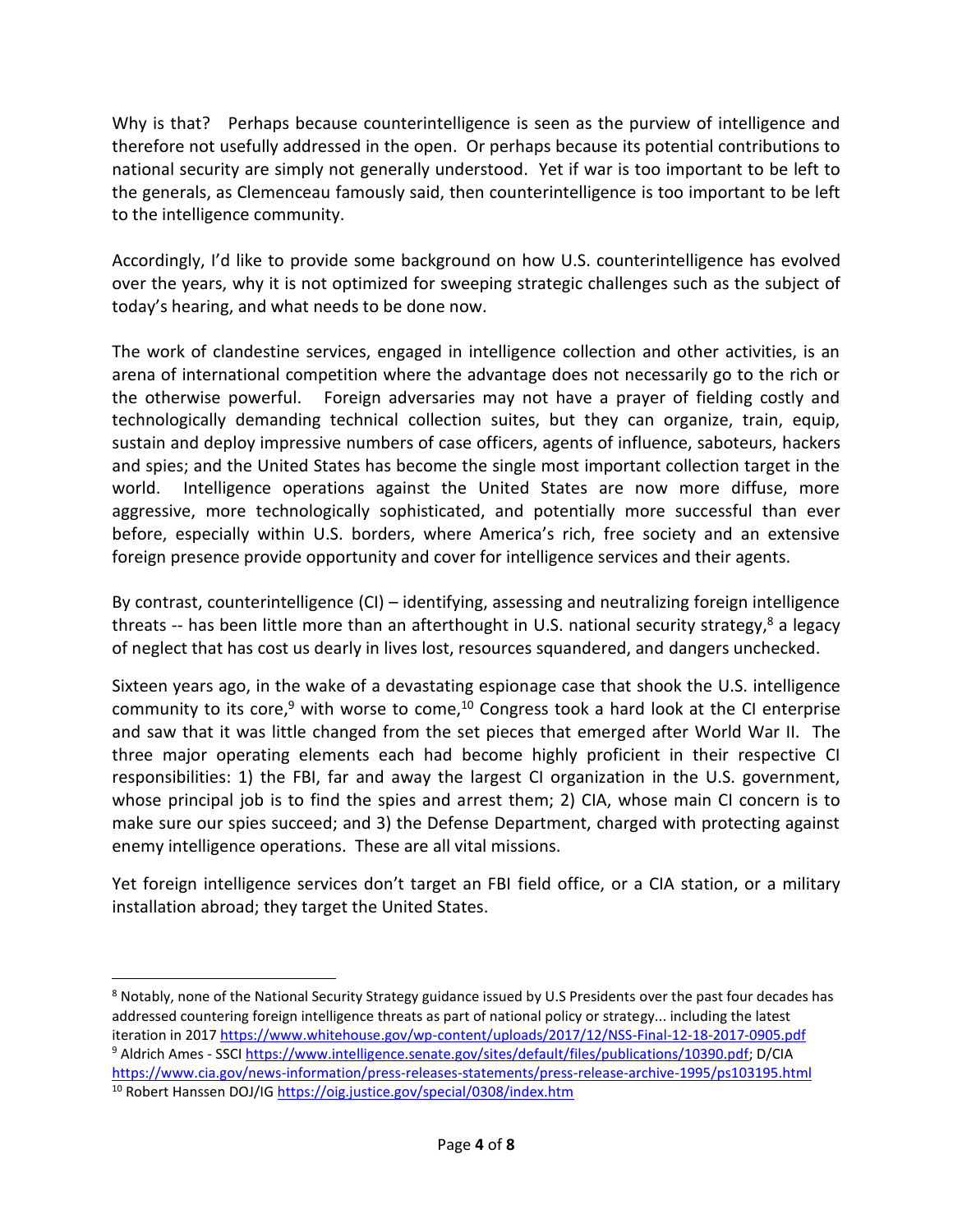Why is that? Perhaps because counterintelligence is seen as the purview of intelligence and therefore not usefully addressed in the open. Or perhaps because its potential contributions to national security are simply not generally understood. Yet if war is too important to be left to the generals, as Clemenceau famously said, then counterintelligence is too important to be left to the intelligence community.

Accordingly, I'd like to provide some background on how U.S. counterintelligence has evolved over the years, why it is not optimized for sweeping strategic challenges such as the subject of today's hearing, and what needs to be done now.

The work of clandestine services, engaged in intelligence collection and other activities, is an arena of international competition where the advantage does not necessarily go to the rich or the otherwise powerful. Foreign adversaries may not have a prayer of fielding costly and technologically demanding technical collection suites, but they can organize, train, equip, sustain and deploy impressive numbers of case officers, agents of influence, saboteurs, hackers and spies; and the United States has become the single most important collection target in the world. Intelligence operations against the United States are now more diffuse, more aggressive, more technologically sophisticated, and potentially more successful than ever before, especially within U.S. borders, where America's rich, free society and an extensive foreign presence provide opportunity and cover for intelligence services and their agents.

By contrast, counterintelligence (CI) – identifying, assessing and neutralizing foreign intelligence threats -- has been little more than an afterthought in U.S. national security strategy,[8] a legacy of neglect that has cost us dearly in lives lost, resources squandered, and dangers unchecked.

Sixteen years ago, in the wake of a devastating espionage case that shook the U.S. intelligence community to its core,[9] with worse to come,[10] Congress took a hard look at the CI enterprise and saw that it was little changed from the set pieces that emerged after World War II. The three major operating elements each had become highly proficient in their respective CI responsibilities: 1) the FBI, far and away the largest CI organization in the U.S. government, whose principal job is to find the spies and arrest them; 2) CIA, whose main CI concern is to make sure our spies succeed; and 3) the Defense Department, charged with protecting against enemy intelligence operations. These are all vital missions.

Yet foreign intelligence services don't target an FBI field office, or a CIA station, or a military installation abroad; they target the United States.

---

[8] Notably, none of the National Security Strategy guidance issued by U.S Presidents over the past four decades has addressed countering foreign intelligence threats as part of national policy or strategy... including the latest iteration in 2017 https://www.whitehouse.gov/wp-content/uploads/2017/12/NSS-Final-12-18-2017-0905.pdf

[9] Aldrich Ames - SSCI https://www.intelligence.senate.gov/sites/default/files/publications/10390.pdf; D/CIA https://www.cia.gov/news-information/press-releases-statements/press-release-archive-1995/ps103195.html

[10] Robert Hanssen DOJ/IG https://oig.justice.gov/special/0308/index.htm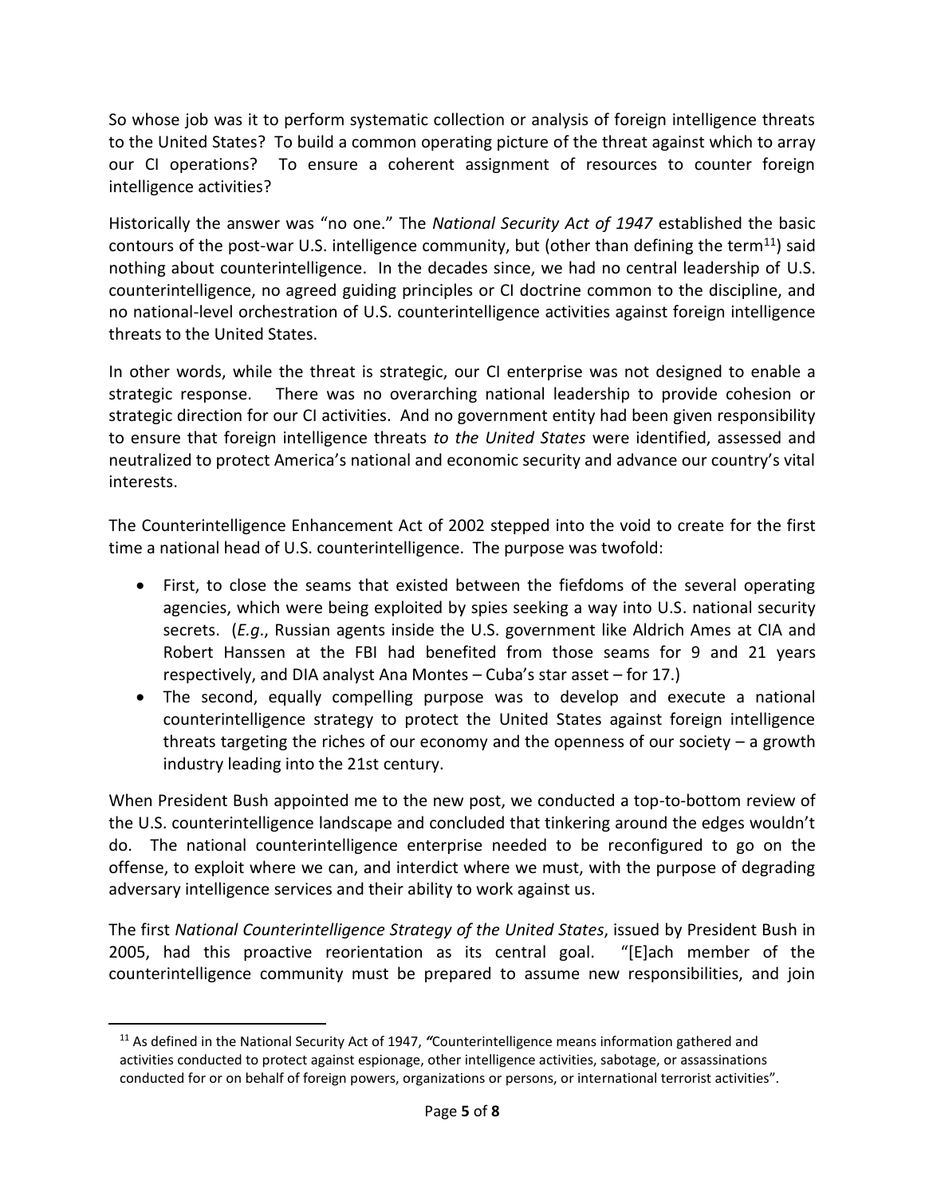So whose job was it to perform systematic collection or analysis of foreign intelligence threats to the United States? To build a common operating picture of the threat against which to array our CI operations? To ensure a coherent assignment of resources to counter foreign intelligence activities?

Historically the answer was "no one." The *National Security Act of 1947* established the basic contours of the post-war U.S. intelligence community, but (other than defining the term[11]) said nothing about counterintelligence. In the decades since, we had no central leadership of U.S. counterintelligence, no agreed guiding principles or CI doctrine common to the discipline, and no national-level orchestration of U.S. counterintelligence activities against foreign intelligence threats to the United States.

In other words, while the threat is strategic, our CI enterprise was not designed to enable a strategic response. There was no overarching national leadership to provide cohesion or strategic direction for our CI activities. And no government entity had been given responsibility to ensure that foreign intelligence threats *to the United States* were identified, assessed and neutralized to protect America's national and economic security and advance our country's vital interests.

The Counterintelligence Enhancement Act of 2002 stepped into the void to create for the first time a national head of U.S. counterintelligence. The purpose was twofold:

- First, to close the seams that existed between the fiefdoms of the several operating agencies, which were being exploited by spies seeking a way into U.S. national security secrets. (*E.g.*, Russian agents inside the U.S. government like Aldrich Ames at CIA and Robert Hanssen at the FBI had benefited from those seams for 9 and 21 years respectively, and DIA analyst Ana Montes – Cuba's star asset – for 17.)
- The second, equally compelling purpose was to develop and execute a national counterintelligence strategy to protect the United States against foreign intelligence threats targeting the riches of our economy and the openness of our society – a growth industry leading into the 21st century.

When President Bush appointed me to the new post, we conducted a top-to-bottom review of the U.S. counterintelligence landscape and concluded that tinkering around the edges wouldn't do. The national counterintelligence enterprise needed to be reconfigured to go on the offense, to exploit where we can, and interdict where we must, with the purpose of degrading adversary intelligence services and their ability to work against us.

The first *National Counterintelligence Strategy of the United States*, issued by President Bush in 2005, had this proactive reorientation as its central goal. "[E]ach member of the counterintelligence community must be prepared to assume new responsibilities, and join

[11] As defined in the National Security Act of 1947, "Counterintelligence means information gathered and activities conducted to protect against espionage, other intelligence activities, sabotage, or assassinations conducted for or on behalf of foreign powers, organizations or persons, or international terrorist activities".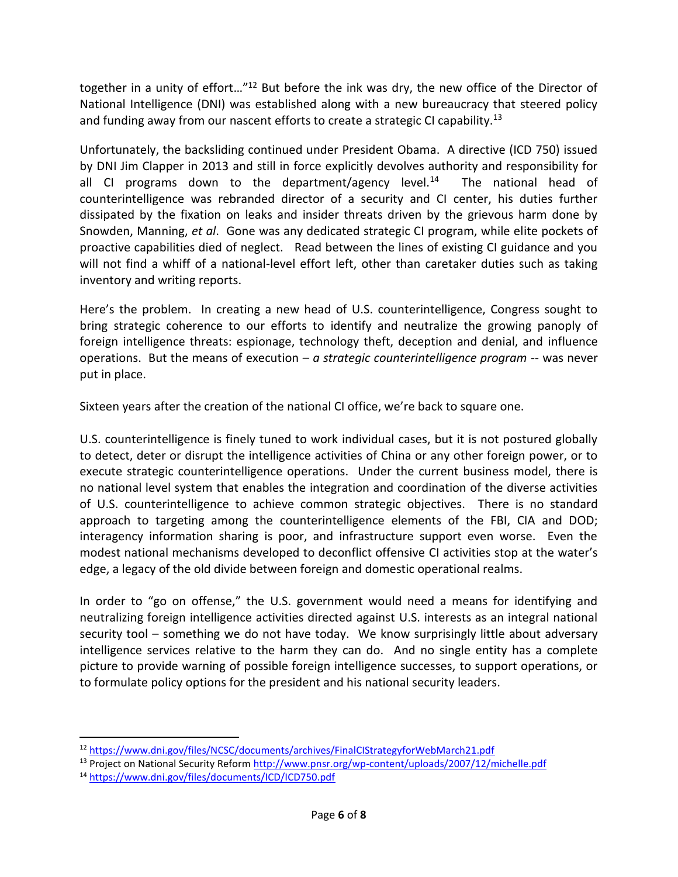together in a unity of effort…"[12] But before the ink was dry, the new office of the Director of National Intelligence (DNI) was established along with a new bureaucracy that steered policy and funding away from our nascent efforts to create a strategic CI capability.[13]

Unfortunately, the backsliding continued under President Obama. A directive (ICD 750) issued by DNI Jim Clapper in 2013 and still in force explicitly devolves authority and responsibility for all CI programs down to the department/agency level.[14] The national head of counterintelligence was rebranded director of a security and CI center, his duties further dissipated by the fixation on leaks and insider threats driven by the grievous harm done by Snowden, Manning, *et al*. Gone was any dedicated strategic CI program, while elite pockets of proactive capabilities died of neglect. Read between the lines of existing CI guidance and you will not find a whiff of a national-level effort left, other than caretaker duties such as taking inventory and writing reports.

Here's the problem. In creating a new head of U.S. counterintelligence, Congress sought to bring strategic coherence to our efforts to identify and neutralize the growing panoply of foreign intelligence threats: espionage, technology theft, deception and denial, and influence operations. But the means of execution – *a strategic counterintelligence program* -- was never put in place.

Sixteen years after the creation of the national CI office, we're back to square one.

U.S. counterintelligence is finely tuned to work individual cases, but it is not postured globally to detect, deter or disrupt the intelligence activities of China or any other foreign power, or to execute strategic counterintelligence operations. Under the current business model, there is no national level system that enables the integration and coordination of the diverse activities of U.S. counterintelligence to achieve common strategic objectives. There is no standard approach to targeting among the counterintelligence elements of the FBI, CIA and DOD; interagency information sharing is poor, and infrastructure support even worse. Even the modest national mechanisms developed to deconflict offensive CI activities stop at the water's edge, a legacy of the old divide between foreign and domestic operational realms.

In order to "go on offense," the U.S. government would need a means for identifying and neutralizing foreign intelligence activities directed against U.S. interests as an integral national security tool – something we do not have today. We know surprisingly little about adversary intelligence services relative to the harm they can do. And no single entity has a complete picture to provide warning of possible foreign intelligence successes, to support operations, or to formulate policy options for the president and his national security leaders.

---

[12] https://www.dni.gov/files/NCSC/documents/archives/FinalCIStrategyforWebMarch21.pdf

[13] Project on National Security Reform http://www.pnsr.org/wp-content/uploads/2007/12/michelle.pdf

[14] https://www.dni.gov/files/documents/ICD/ICD750.pdf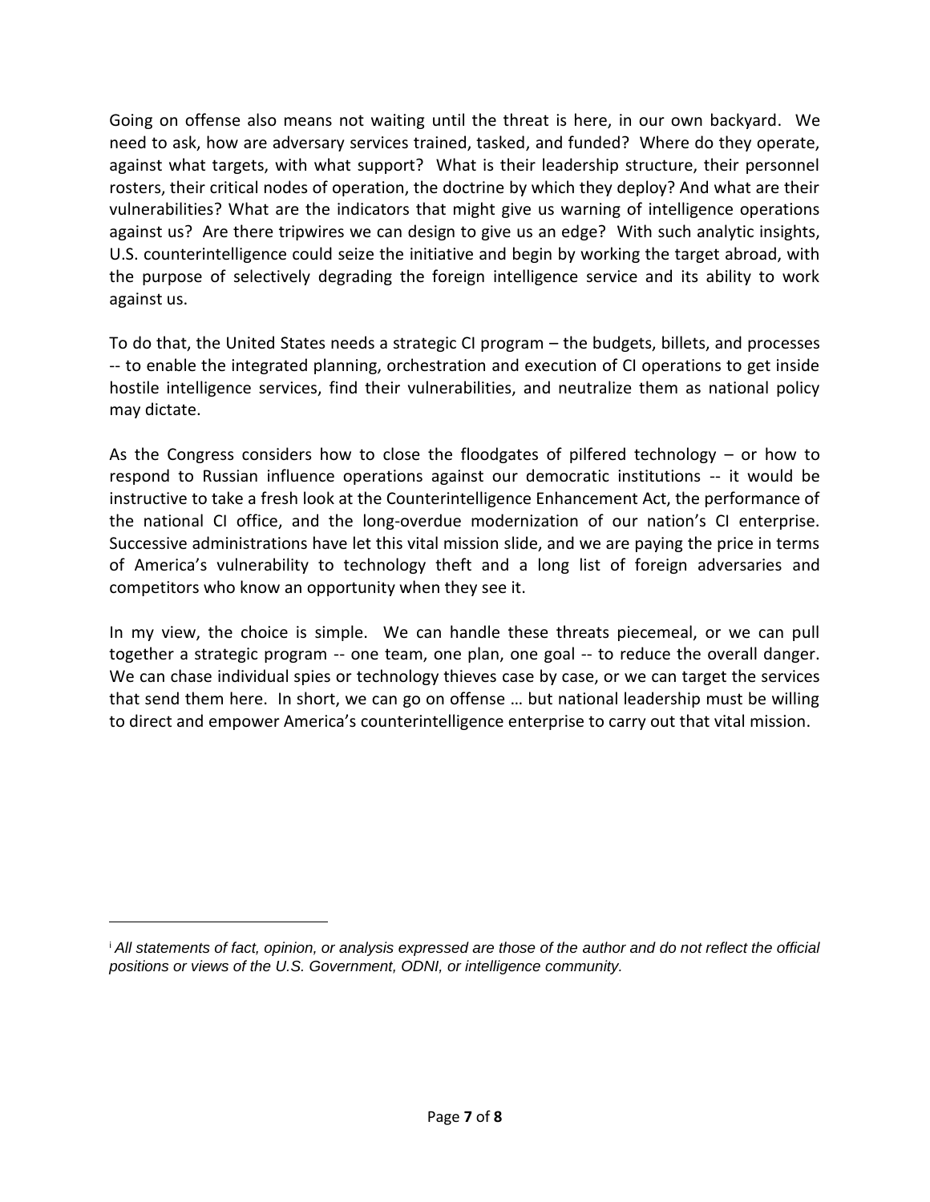Going on offense also means not waiting until the threat is here, in our own backyard. We need to ask, how are adversary services trained, tasked, and funded? Where do they operate, against what targets, with what support? What is their leadership structure, their personnel rosters, their critical nodes of operation, the doctrine by which they deploy? And what are their vulnerabilities? What are the indicators that might give us warning of intelligence operations against us? Are there tripwires we can design to give us an edge? With such analytic insights, U.S. counterintelligence could seize the initiative and begin by working the target abroad, with the purpose of selectively degrading the foreign intelligence service and its ability to work against us.

To do that, the United States needs a strategic CI program – the budgets, billets, and processes -- to enable the integrated planning, orchestration and execution of CI operations to get inside hostile intelligence services, find their vulnerabilities, and neutralize them as national policy may dictate.

As the Congress considers how to close the floodgates of pilfered technology – or how to respond to Russian influence operations against our democratic institutions -- it would be instructive to take a fresh look at the Counterintelligence Enhancement Act, the performance of the national CI office, and the long-overdue modernization of our nation's CI enterprise. Successive administrations have let this vital mission slide, and we are paying the price in terms of America's vulnerability to technology theft and a long list of foreign adversaries and competitors who know an opportunity when they see it.

In my view, the choice is simple. We can handle these threats piecemeal, or we can pull together a strategic program -- one team, one plan, one goal -- to reduce the overall danger. We can chase individual spies or technology thieves case by case, or we can target the services that send them here. In short, we can go on offense … but national leadership must be willing to direct and empower America's counterintelligence enterprise to carry out that vital mission.

---

[i] *All statements of fact, opinion, or analysis expressed are those of the author and do not reflect the official positions or views of the U.S. Government, ODNI, or intelligence community.*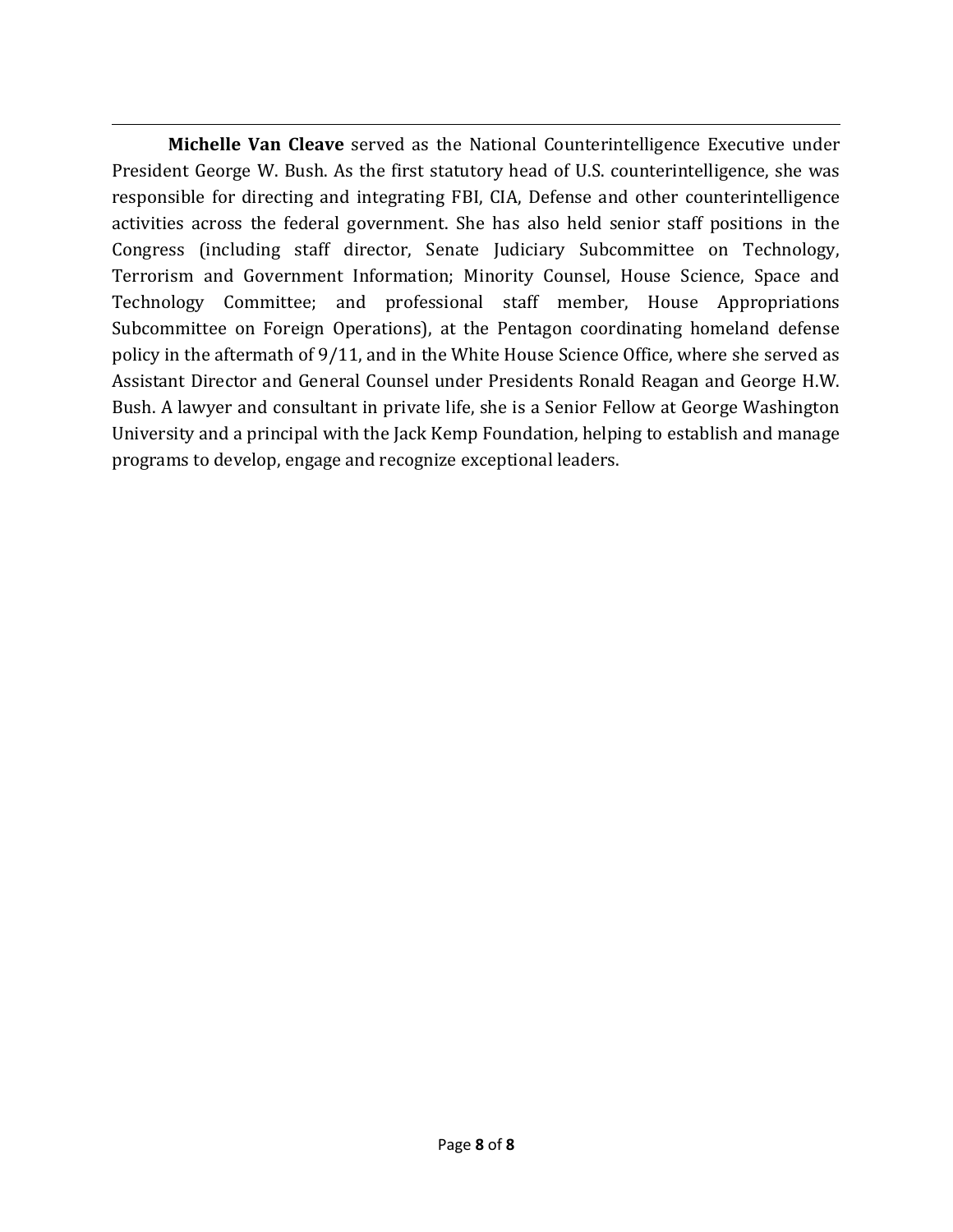**Michelle Van Cleave** served as the National Counterintelligence Executive under President George W. Bush. As the first statutory head of U.S. counterintelligence, she was responsible for directing and integrating FBI, CIA, Defense and other counterintelligence activities across the federal government. She has also held senior staff positions in the Congress (including staff director, Senate Judiciary Subcommittee on Technology, Terrorism and Government Information; Minority Counsel, House Science, Space and Technology Committee; and professional staff member, House Appropriations Subcommittee on Foreign Operations), at the Pentagon coordinating homeland defense policy in the aftermath of 9/11, and in the White House Science Office, where she served as Assistant Director and General Counsel under Presidents Ronald Reagan and George H.W. Bush. A lawyer and consultant in private life, she is a Senior Fellow at George Washington University and a principal with the Jack Kemp Foundation, helping to establish and manage programs to develop, engage and recognize exceptional leaders.